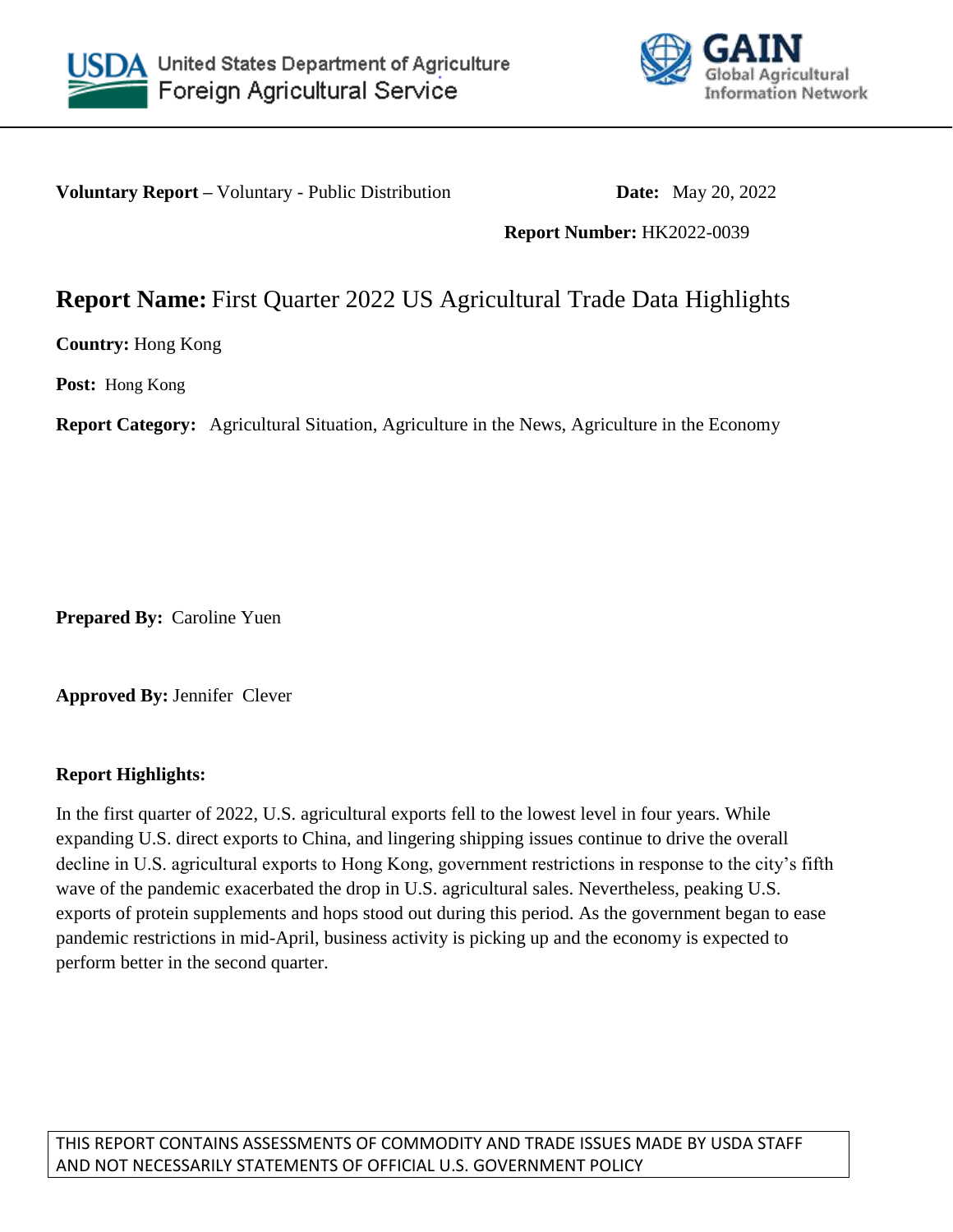**Voluntary Report –** Voluntary - Public Distribution

**Date:** May 20, 2022

**Report Number:** HK2022-0039

# **Report Name:** First Quarter 2022 US Agricultural Trade Data Highlights

**Country:** Hong Kong

**Post:** Hong Kong

**Report Category:** Agricultural Situation, Agriculture in the News, Agriculture in the Economy

**Prepared By:** Caroline Yuen

**Approved By:** Jennifer Clever

**Report Highlights:**

In the first quarter of 2022, U.S. agricultural exports fell to the lowest level in four years. While expanding U.S. direct exports to China, and lingering shipping issues continue to drive the overall decline in U.S. agricultural exports to Hong Kong, government restrictions in response to the city's fifth wave of the pandemic exacerbated the drop in U.S. agricultural sales. Nevertheless, peaking U.S. exports of protein supplements and hops stood out during this period. As the government began to ease pandemic restrictions in mid-April, business activity is picking up and the economy is expected to perform better in the second quarter.

THIS REPORT CONTAINS ASSESSMENTS OF COMMODITY AND TRADE ISSUES MADE BY USDA STAFF AND NOT NECESSARILY STATEMENTS OF OFFICIAL U.S. GOVERNMENT POLICY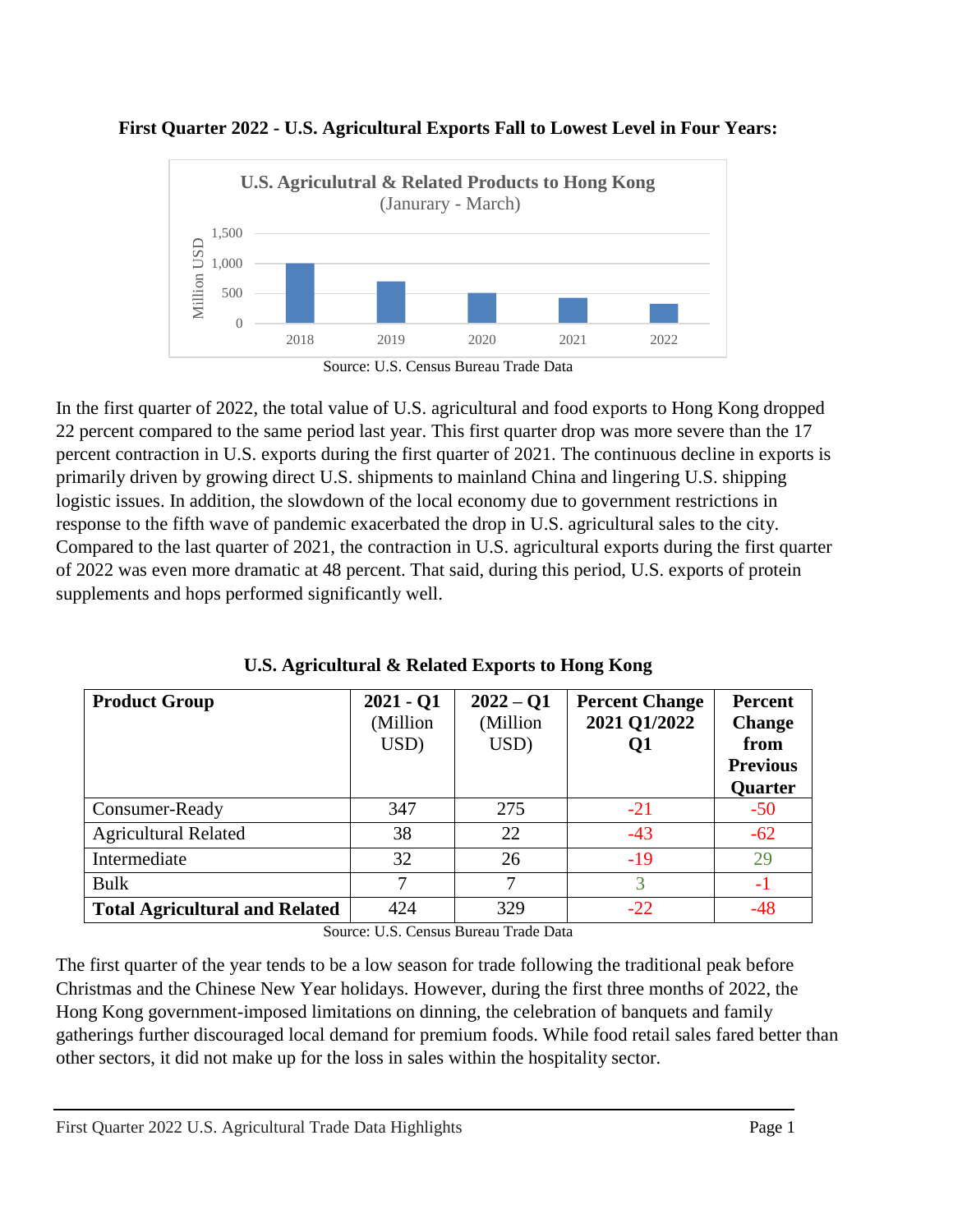**First Quarter 2022 - U.S. Agricultural Exports Fall to Lowest Level in Four Years:**

Source: U.S. Census Bureau Trade Data

In the first quarter of 2022, the total value of U.S. agricultural and food exports to Hong Kong dropped 22 percent compared to the same period last year. This first quarter drop was more severe than the 17 percent contraction in U.S. exports during the first quarter of 2021. The continuous decline in exports is primarily driven by growing direct U.S. shipments to mainland China and lingering U.S. shipping logistic issues. In addition, the slowdown of the local economy due to government restrictions in response to the fifth wave of pandemic exacerbated the drop in U.S. agricultural sales to the city. Compared to the last quarter of 2021, the contraction in U.S. agricultural exports during the first quarter of 2022 was even more dramatic at 48 percent. That said, during this period, U.S. exports of protein supplements and hops performed significantly well.

**U.S. Agricultural & Related Exports to Hong Kong**

| **Product Group** | **2021 - Q1** (Million USD) | **2022 – Q1** (Million USD) | **Percent Change 2021 Q1/2022 Q1** | **Percent Change from Previous Quarter** |
|---|---|---|---|---|
| Consumer-Ready | 347 | 275 | -21 | -50 |
| Agricultural Related | 38 | 22 | -43 | -62 |
| Intermediate | 32 | 26 | -19 | 29 |
| Bulk | 7 | 7 | 3 | -1 |
| **Total Agricultural and Related** | 424 | 329 | -22 | -48 |

Source: U.S. Census Bureau Trade Data

The first quarter of the year tends to be a low season for trade following the traditional peak before Christmas and the Chinese New Year holidays. However, during the first three months of 2022, the Hong Kong government-imposed limitations on dinning, the celebration of banquets and family gatherings further discouraged local demand for premium foods. While food retail sales fared better than other sectors, it did not make up for the loss in sales within the hospitality sector.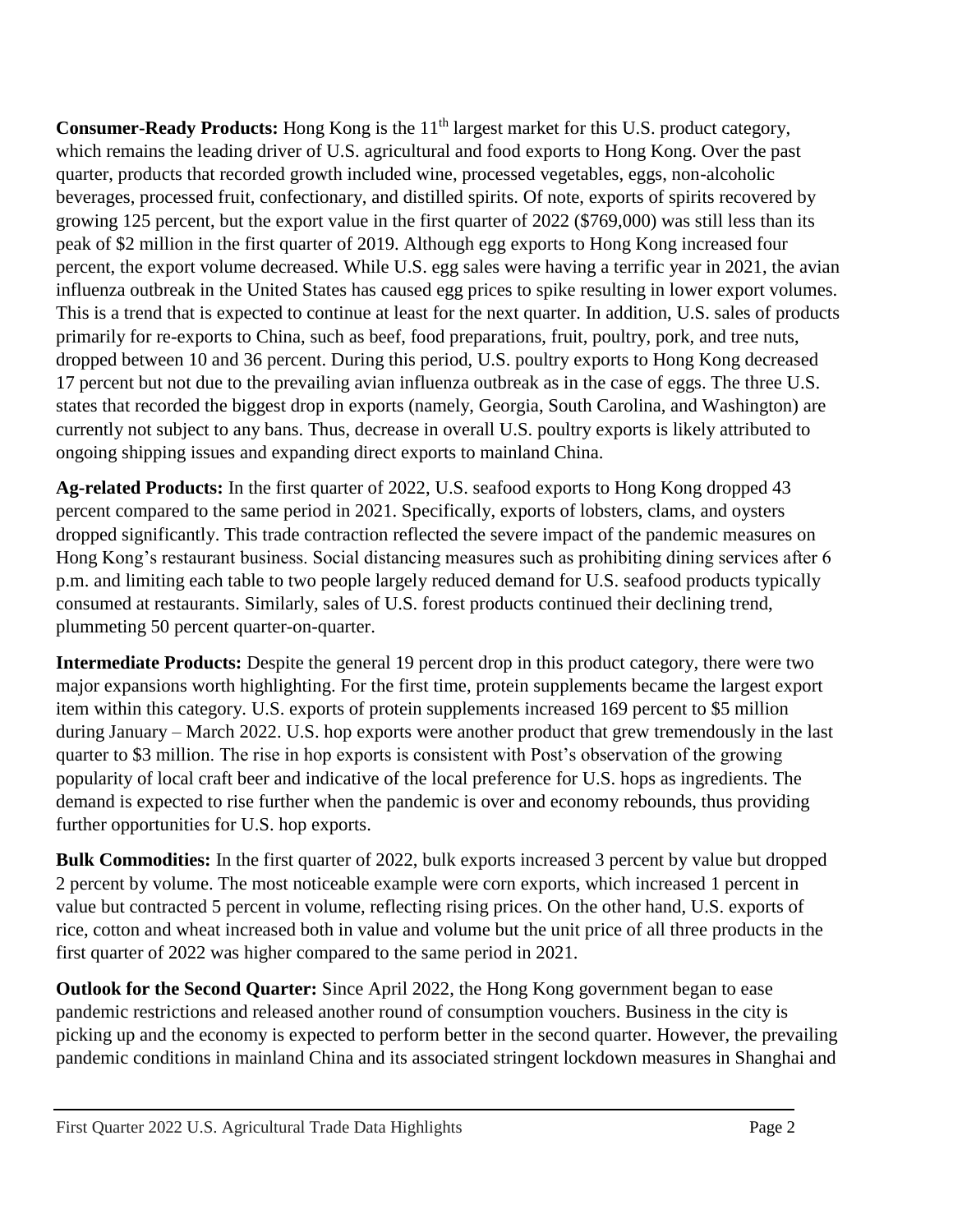**Consumer-Ready Products:** Hong Kong is the 11th largest market for this U.S. product category, which remains the leading driver of U.S. agricultural and food exports to Hong Kong. Over the past quarter, products that recorded growth included wine, processed vegetables, eggs, non-alcoholic beverages, processed fruit, confectionary, and distilled spirits. Of note, exports of spirits recovered by growing 125 percent, but the export value in the first quarter of 2022 ($769,000) was still less than its peak of $2 million in the first quarter of 2019. Although egg exports to Hong Kong increased four percent, the export volume decreased. While U.S. egg sales were having a terrific year in 2021, the avian influenza outbreak in the United States has caused egg prices to spike resulting in lower export volumes. This is a trend that is expected to continue at least for the next quarter. In addition, U.S. sales of products primarily for re-exports to China, such as beef, food preparations, fruit, poultry, pork, and tree nuts, dropped between 10 and 36 percent. During this period, U.S. poultry exports to Hong Kong decreased 17 percent but not due to the prevailing avian influenza outbreak as in the case of eggs. The three U.S. states that recorded the biggest drop in exports (namely, Georgia, South Carolina, and Washington) are currently not subject to any bans. Thus, decrease in overall U.S. poultry exports is likely attributed to ongoing shipping issues and expanding direct exports to mainland China.

**Ag-related Products:** In the first quarter of 2022, U.S. seafood exports to Hong Kong dropped 43 percent compared to the same period in 2021. Specifically, exports of lobsters, clams, and oysters dropped significantly. This trade contraction reflected the severe impact of the pandemic measures on Hong Kong's restaurant business. Social distancing measures such as prohibiting dining services after 6 p.m. and limiting each table to two people largely reduced demand for U.S. seafood products typically consumed at restaurants. Similarly, sales of U.S. forest products continued their declining trend, plummeting 50 percent quarter-on-quarter.

**Intermediate Products:** Despite the general 19 percent drop in this product category, there were two major expansions worth highlighting. For the first time, protein supplements became the largest export item within this category. U.S. exports of protein supplements increased 169 percent to $5 million during January – March 2022. U.S. hop exports were another product that grew tremendously in the last quarter to $3 million. The rise in hop exports is consistent with Post's observation of the growing popularity of local craft beer and indicative of the local preference for U.S. hops as ingredients. The demand is expected to rise further when the pandemic is over and economy rebounds, thus providing further opportunities for U.S. hop exports.

**Bulk Commodities:** In the first quarter of 2022, bulk exports increased 3 percent by value but dropped 2 percent by volume. The most noticeable example were corn exports, which increased 1 percent in value but contracted 5 percent in volume, reflecting rising prices. On the other hand, U.S. exports of rice, cotton and wheat increased both in value and volume but the unit price of all three products in the first quarter of 2022 was higher compared to the same period in 2021.

**Outlook for the Second Quarter:** Since April 2022, the Hong Kong government began to ease pandemic restrictions and released another round of consumption vouchers. Business in the city is picking up and the economy is expected to perform better in the second quarter. However, the prevailing pandemic conditions in mainland China and its associated stringent lockdown measures in Shanghai and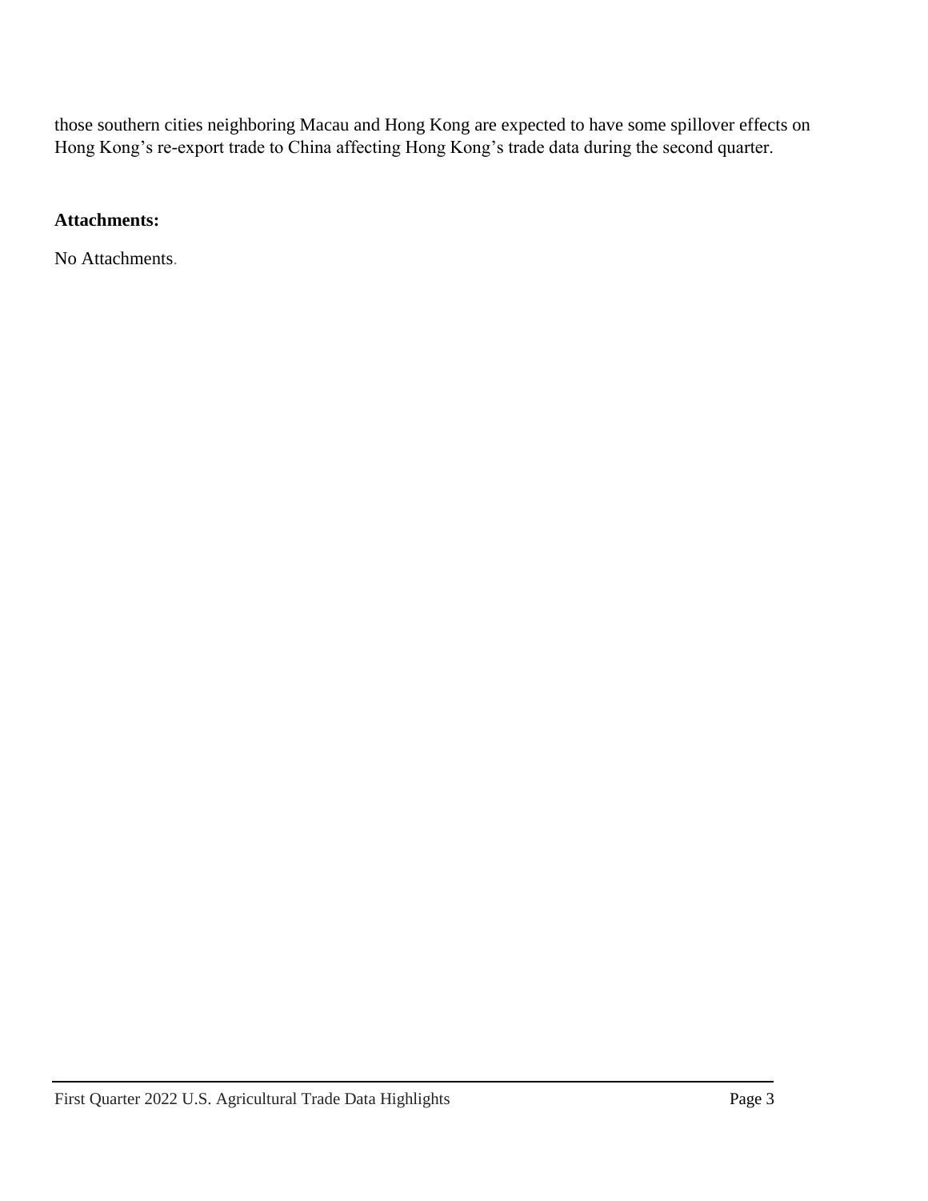those southern cities neighboring Macau and Hong Kong are expected to have some spillover effects on Hong Kong's re-export trade to China affecting Hong Kong's trade data during the second quarter.

**Attachments:**

No Attachments.